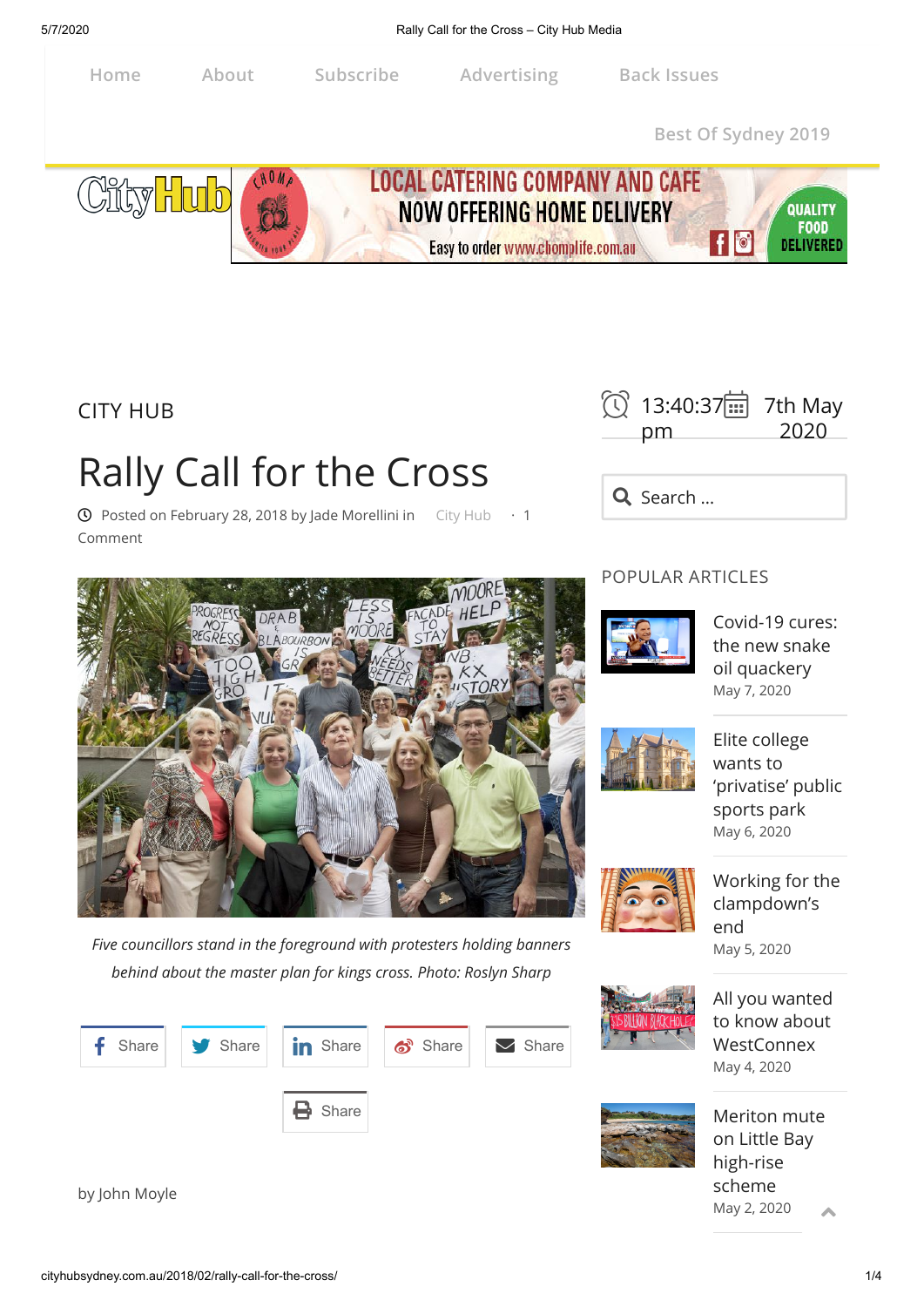Home About Subscribe Advertising Back Issues

Best Of Sydney 2019

CITY HUB

# Rally Call for the Cross

Posted on February 28, 2018 by Jade Morellini in City Hub · 1 Comment

*Five councillors stand in the foreground with protesters holding banners behind about the master plan for kings cross. Photo: Roslyn Sharp*

Share Share Share Share Share

Share

by John Moyle

13:40:37 pm 7th May 2020

Search …

## POPULAR ARTICLES

Covid-19 cures: the new snake oil quackery
May 7, 2020

Elite college wants to 'privatise' public sports park
May 6, 2020

Working for the clampdown's end
May 5, 2020

All you wanted to know about WestConnex
May 4, 2020

Meriton mute on Little Bay high-rise scheme
May 2, 2020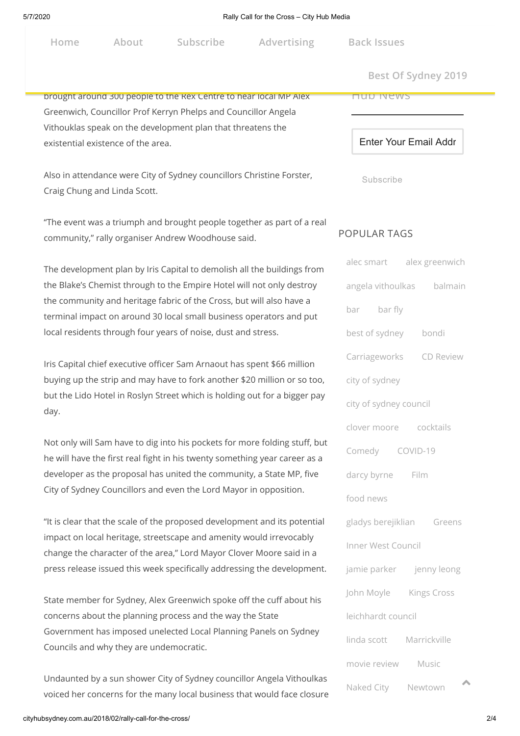brought around 300 people to the Rex Centre to hear local MP Alex Greenwich, Councillor Prof Kerryn Phelps and Councillor Angela Vithouklas speak on the development plan that threatens the existential existence of the area.

Also in attendance were City of Sydney councillors Christine Forster, Craig Chung and Linda Scott.

"The event was a triumph and brought people together as part of a real community," rally organiser Andrew Woodhouse said.

The development plan by Iris Capital to demolish all the buildings from the Blake's Chemist through to the Empire Hotel will not only destroy the community and heritage fabric of the Cross, but will also have a terminal impact on around 30 local small business operators and put local residents through four years of noise, dust and stress.

Iris Capital chief executive officer Sam Arnaout has spent $66 million buying up the strip and may have to fork another $20 million or so too, but the Lido Hotel in Roslyn Street which is holding out for a bigger pay day.

Not only will Sam have to dig into his pockets for more folding stuff, but he will have the first real fight in his twenty something year career as a developer as the proposal has united the community, a State MP, five City of Sydney Councillors and even the Lord Mayor in opposition.

"It is clear that the scale of the proposed development and its potential impact on local heritage, streetscape and amenity would irrevocably change the character of the area," Lord Mayor Clover Moore said in a press release issued this week specifically addressing the development.

State member for Sydney, Alex Greenwich spoke off the cuff about his concerns about the planning process and the way the State Government has imposed unelected Local Planning Panels on Sydney Councils and why they are undemocratic.

Undaunted by a sun shower City of Sydney councillor Angela Vithoulkas voiced her concerns for the many local business that would face closure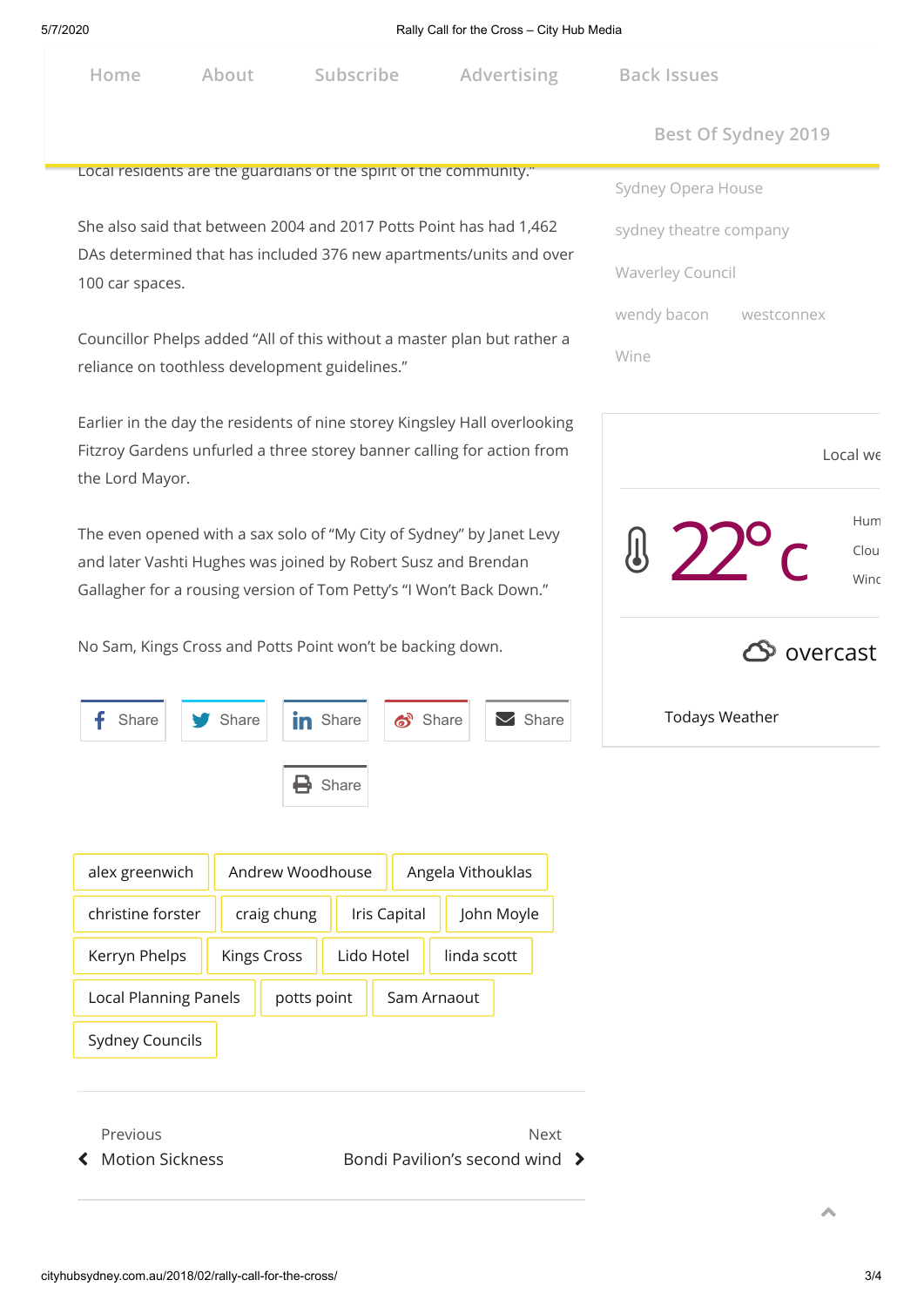Local residents are the guardians of the spirit of the community."

She also said that between 2004 and 2017 Potts Point has had 1,462 DAs determined that has included 376 new apartments/units and over 100 car spaces.

Councillor Phelps added "All of this without a master plan but rather a reliance on toothless development guidelines."

Earlier in the day the residents of nine storey Kingsley Hall overlooking Fitzroy Gardens unfurled a three storey banner calling for action from the Lord Mayor.

The even opened with a sax solo of "My City of Sydney" by Janet Levy and later Vashti Hughes was joined by Robert Susz and Brendan Gallagher for a rousing version of Tom Petty's "I Won't Back Down."

No Sam, Kings Cross and Potts Point won't be backing down.

alex greenwich | Andrew Woodhouse | Angela Vithouklas | christine forster | craig chung | Iris Capital | John Moyle | Kerryn Phelps | Kings Cross | Lido Hotel | linda scott | Local Planning Panels | potts point | Sam Arnaout | Sydney Councils

Previous: Motion Sickness

Next: Bondi Pavilion's second wind